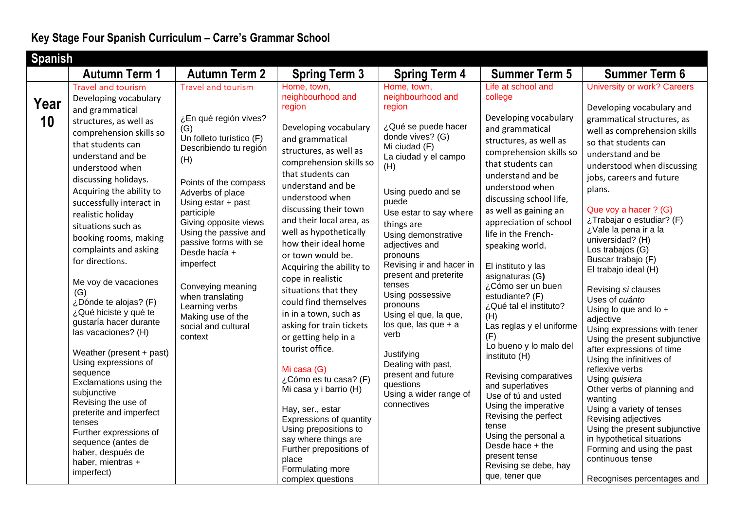# Key Stage Four Spanish Curriculum – Carre's Grammar School

| Spanish | | | | | | |
|---|---|---|---|---|---|---|
| | **Autumn Term 1** | **Autumn Term 2** | **Spring Term 3** | **Spring Term 4** | **Summer Term 5** | **Summer Term 6** |
| **Year 10** | Travel and tourism<br>Developing vocabulary and grammatical structures, as well as comprehension skills so that students can understand and be understood when discussing holidays. Acquiring the ability to successfully interact in realistic holiday situations such as booking rooms, making complaints and asking for directions.<br><br>Me voy de vacaciones (G)<br>¿Dónde te alojas? (F)<br>¿Qué hiciste y qué te gustaría hacer durante las vacaciones? (H)<br><br>Weather (present + past)<br>Using expressions of sequence<br>Exclamations using the subjunctive<br>Revising the use of preterite and imperfect tenses<br>Further expressions of sequence (antes de haber, después de haber, mientras + imperfect) | Travel and tourism<br><br>¿En qué región vives? (G)<br>Un folleto turístico (F)<br>Describiendo tu región (H)<br><br>Points of the compass<br>Adverbs of place<br>Using estar + past participle<br>Giving opposite views<br>Using the passive and passive forms with se<br>Desde hacía + imperfect<br><br>Conveying meaning when translating<br>Learning verbs<br>Making use of the social and cultural context | Home, town, neighbourhood and region<br><br>Developing vocabulary and grammatical structures, as well as comprehension skills so that students can understand and be understood when discussing their town and their local area, as well as hypothetically how their ideal home or town would be. Acquiring the ability to cope in realistic situations that they could find themselves in in a town, such as asking for train tickets or getting help in a tourist office.<br><br>Mi casa (G)<br>¿Cómo es tu casa? (F)<br>Mi casa y i barrio (H)<br><br>Hay, ser., estar<br>Expressions of quantity<br>Using prepositions to say where things are<br>Further prepositions of place<br>Formulating more complex questions | Home, town, neighbourhood and region<br><br>¿Qué se puede hacer donde vives? (G)<br>Mi ciudad (F)<br>La ciudad y el campo (H)<br><br>Using puedo and se puede<br>Use estar to say where things are<br>Using demonstrative adjectives and pronouns<br>Revising ir and hacer in present and preterite tenses<br>Using possessive pronouns<br>Using el que, la que, los que, las que + a verb<br><br>Justifying<br>Dealing with past, present and future questions<br>Using a wider range of connectives | Life at school and college<br><br>Developing vocabulary and grammatical structures, as well as comprehension skills so that students can understand and be understood when discussing school life, as well as gaining an appreciation of school life in the French-speaking world.<br><br>El instituto y las asignaturas (G)<br>¿Cómo ser un buen estudiante? (F)<br>¿Qué tal el instituto? (H)<br>Las reglas y el uniforme (F)<br>Lo bueno y lo malo del instituto (H)<br><br>Revising comparatives and superlatives<br>Use of tú and usted<br>Using the imperative<br>Revising the perfect tense<br>Using the personal a<br>Desde hace + the present tense<br>Revising se debe, hay que, tener que | University or work? Careers<br><br>Developing vocabulary and grammatical structures, as well as comprehension skills so that students can understand and be understood when discussing jobs, careers and future plans.<br><br>Que voy a hacer ? (G)<br>¿Trabajar o estudiar? (F)<br>¿Vale la pena ir a la universidad? (H)<br>Los trabajos (G)<br>Buscar trabajo (F)<br>El trabajo ideal (H)<br><br>Revising *si* clauses<br>Uses of *cuánto*<br>Using lo que and lo + adjective<br>Using expressions with tener<br>Using the present subjunctive after expressions of time<br>Using the infinitives of reflexive verbs<br>Using *quisiera*<br>Other verbs of planning and wanting<br>Using a variety of tenses<br>Revising adjectives<br>Using the present subjunctive in hypothetical situations<br>Forming and using the past continuous tense<br><br>Recognises percentages and |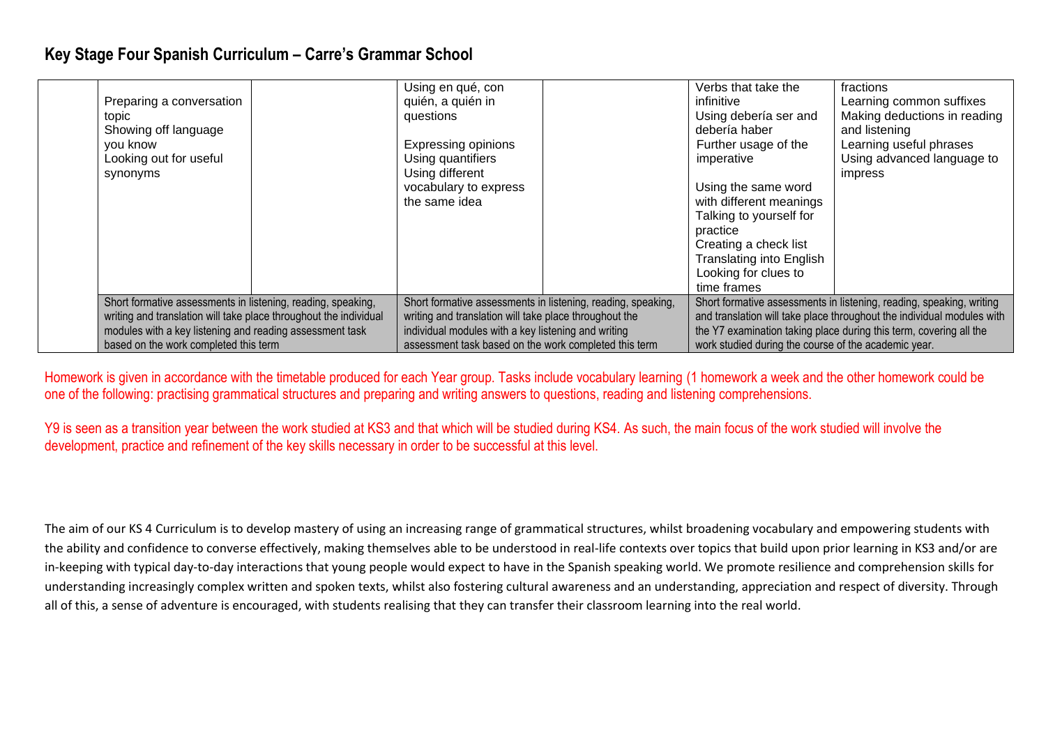## Key Stage Four Spanish Curriculum – Carre's Grammar School

| | | | | | | |
|---|---|---|---|---|---|---|
| | Preparing a conversation topic<br>Showing off language you know<br>Looking out for useful synonyms | | Using en qué, con quién, a quién in questions<br><br>Expressing opinions<br>Using quantifiers<br>Using different vocabulary to express the same idea | | Verbs that take the infinitive<br>Using debería ser and debería haber<br>Further usage of the imperative<br><br>Using the same word with different meanings<br>Talking to yourself for practice<br>Creating a check list<br>Translating into English<br>Looking for clues to time frames | fractions<br>Learning common suffixes<br>Making deductions in reading and listening<br>Learning useful phrases<br>Using advanced language to impress |
| | Short formative assessments in listening, reading, speaking, writing and translation will take place throughout the individual modules with a key listening and reading assessment task based on the work completed this term | | Short formative assessments in listening, reading, speaking, writing and translation will take place throughout the individual modules with a key listening and writing assessment task based on the work completed this term | | Short formative assessments in listening, reading, speaking, writing and translation will take place throughout the individual modules with the Y7 examination taking place during this term, covering all the work studied during the course of the academic year. | |

Homework is given in accordance with the timetable produced for each Year group. Tasks include vocabulary learning (1 homework a week and the other homework could be one of the following: practising grammatical structures and preparing and writing answers to questions, reading and listening comprehensions.

Y9 is seen as a transition year between the work studied at KS3 and that which will be studied during KS4. As such, the main focus of the work studied will involve the development, practice and refinement of the key skills necessary in order to be successful at this level.

The aim of our KS 4 Curriculum is to develop mastery of using an increasing range of grammatical structures, whilst broadening vocabulary and empowering students with the ability and confidence to converse effectively, making themselves able to be understood in real-life contexts over topics that build upon prior learning in KS3 and/or are in-keeping with typical day-to-day interactions that young people would expect to have in the Spanish speaking world. We promote resilience and comprehension skills for understanding increasingly complex written and spoken texts, whilst also fostering cultural awareness and an understanding, appreciation and respect of diversity. Through all of this, a sense of adventure is encouraged, with students realising that they can transfer their classroom learning into the real world.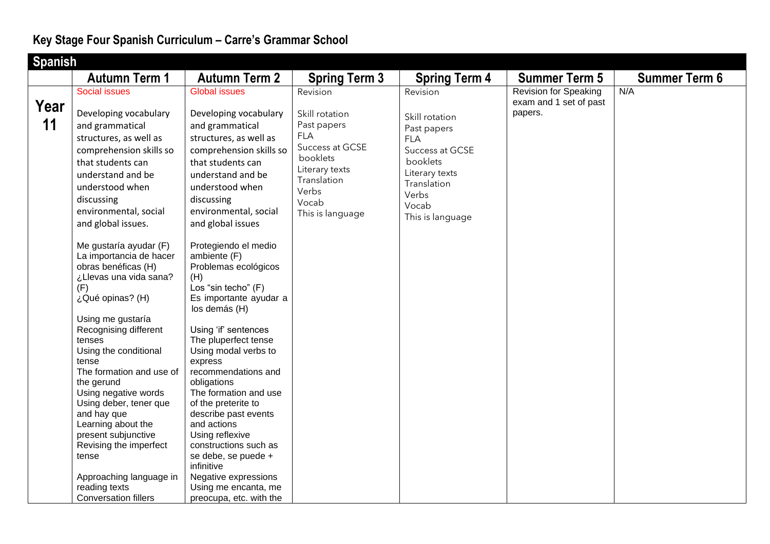## Key Stage Four Spanish Curriculum – Carre's Grammar School

| Spanish | Autumn Term 1 | Autumn Term 2 | Spring Term 3 | Spring Term 4 | Summer Term 5 | Summer Term 6 |
|---|---|---|---|---|---|---|
| **Year 11** | Social issues<br><br>Developing vocabulary and grammatical structures, as well as comprehension skills so that students can understand and be understood when discussing environmental, social and global issues.<br><br>Me gustaría ayudar (F)<br>La importancia de hacer obras benéficas (H)<br>¿Llevas una vida sana? (F)<br>¿Qué opinas? (H)<br><br>Using me gustaría<br>Recognising different tenses<br>Using the conditional tense<br>The formation and use of the gerund<br>Using negative words<br>Using deber, tener que and hay que<br>Learning about the present subjunctive<br>Revising the imperfect tense<br><br>Approaching language in reading texts<br>Conversation fillers | Global issues<br><br>Developing vocabulary and grammatical structures, as well as comprehension skills so that students can understand and be understood when discussing environmental, social and global issues<br><br>Protegiendo el medio ambiente (F)<br>Problemas ecológicos (H)<br>Los "sin techo" (F)<br>Es importante ayudar a los demás (H)<br><br>Using 'if' sentences<br>The pluperfect tense<br>Using modal verbs to express recommendations and obligations<br>The formation and use of the preterite to describe past events and actions<br>Using reflexive constructions such as se debe, se puede + infinitive<br>Negative expressions<br>Using me encanta, me preocupa, etc. with the | Revision<br><br>Skill rotation<br>Past papers<br>FLA<br>Success at GCSE booklets<br>Literary texts<br>Translation<br>Verbs<br>Vocab<br>This is language | Revision<br><br>Skill rotation<br>Past papers<br>FLA<br>Success at GCSE booklets<br>Literary texts<br>Translation<br>Verbs<br>Vocab<br>This is language | Revision for Speaking exam and 1 set of past papers. | N/A |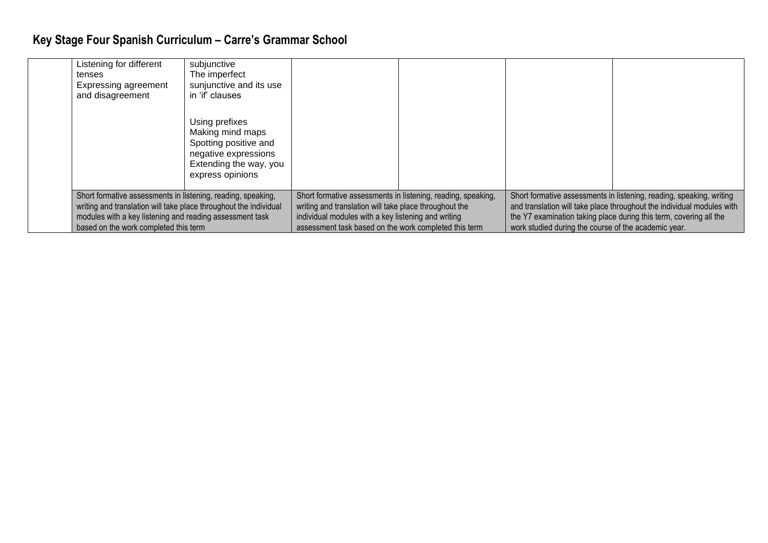## Key Stage Four Spanish Curriculum – Carre's Grammar School

| | | | | | | |
|---|---|---|---|---|---|---|
| | Listening for different tenses<br>Expressing agreement and disagreement | subjunctive<br>The imperfect sunjunctive and its use in 'if' clauses<br><br>Using prefixes<br>Making mind maps<br>Spotting positive and negative expressions<br>Extending the way, you express opinions | | | | |
| | Short formative assessments in listening, reading, speaking, writing and translation will take place throughout the individual modules with a key listening and reading assessment task based on the work completed this term | | Short formative assessments in listening, reading, speaking, writing and translation will take place throughout the individual modules with a key listening and writing assessment task based on the work completed this term | | Short formative assessments in listening, reading, speaking, writing and translation will take place throughout the individual modules with the Y7 examination taking place during this term, covering all the work studied during the course of the academic year. | |